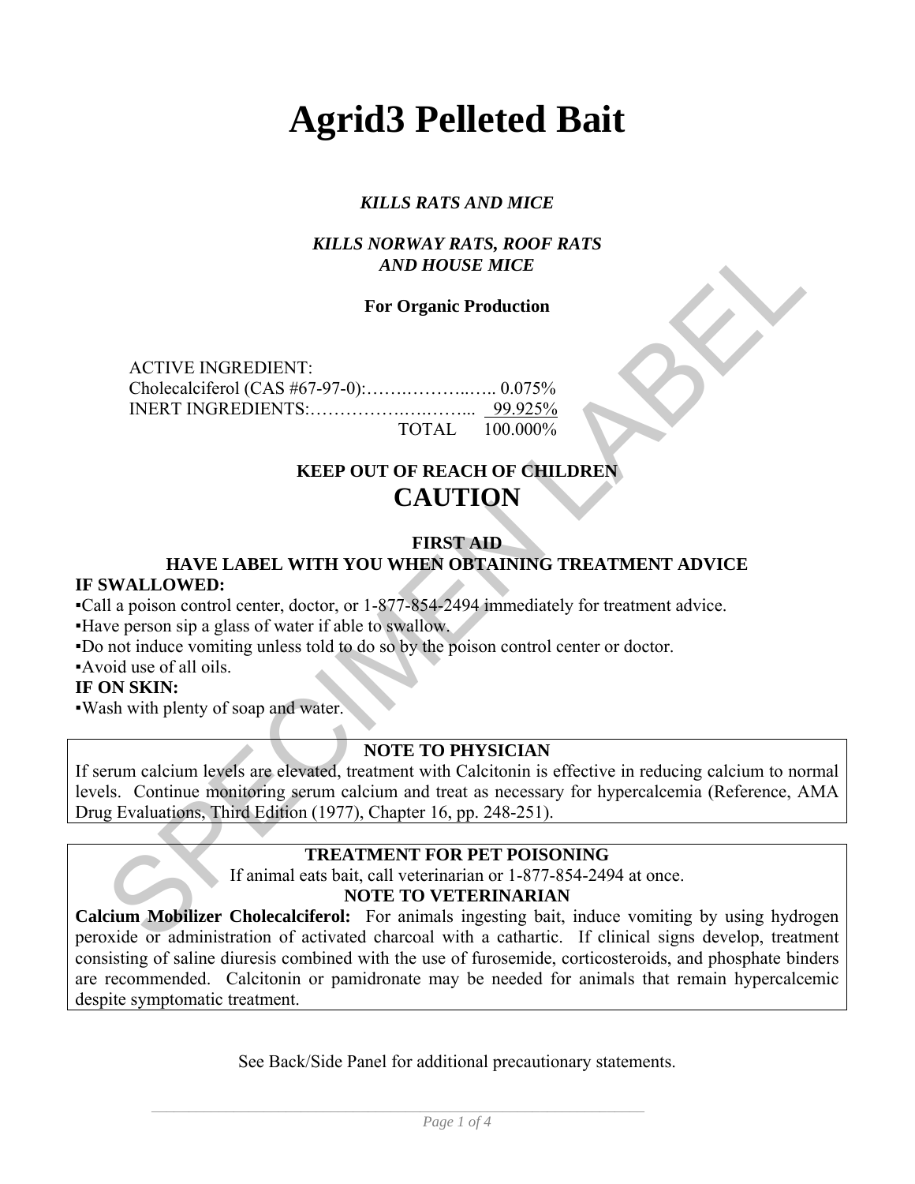# Agrid3 Pelleted Bait

***KILLS RATS AND MICE***

***KILLS NORWAY RATS, ROOF RATS AND HOUSE MICE***

**For Organic Production**

ACTIVE INGREDIENT:
Cholecalciferol (CAS #67-97-0):……….……..….. 0.075%
INERT INGREDIENTS:…………….….……... 99.925%
TOTAL 100.000%

**KEEP OUT OF REACH OF CHILDREN**

## CAUTION

**FIRST AID**

**HAVE LABEL WITH YOU WHEN OBTAINING TREATMENT ADVICE**

**IF SWALLOWED:**

- Call a poison control center, doctor, or 1-877-854-2494 immediately for treatment advice.
- Have person sip a glass of water if able to swallow.
- Do not induce vomiting unless told to do so by the poison control center or doctor.
- Avoid use of all oils.

**IF ON SKIN:**

- Wash with plenty of soap and water.

**NOTE TO PHYSICIAN**

If serum calcium levels are elevated, treatment with Calcitonin is effective in reducing calcium to normal levels. Continue monitoring serum calcium and treat as necessary for hypercalcemia (Reference, AMA Drug Evaluations, Third Edition (1977), Chapter 16, pp. 248-251).

**TREATMENT FOR PET POISONING**

If animal eats bait, call veterinarian or 1-877-854-2494 at once.

**NOTE TO VETERINARIAN**

**Calcium Mobilizer Cholecalciferol:** For animals ingesting bait, induce vomiting by using hydrogen peroxide or administration of activated charcoal with a cathartic. If clinical signs develop, treatment consisting of saline diuresis combined with the use of furosemide, corticosteroids, and phosphate binders are recommended. Calcitonin or pamidronate may be needed for animals that remain hypercalcemic despite symptomatic treatment.

See Back/Side Panel for additional precautionary statements.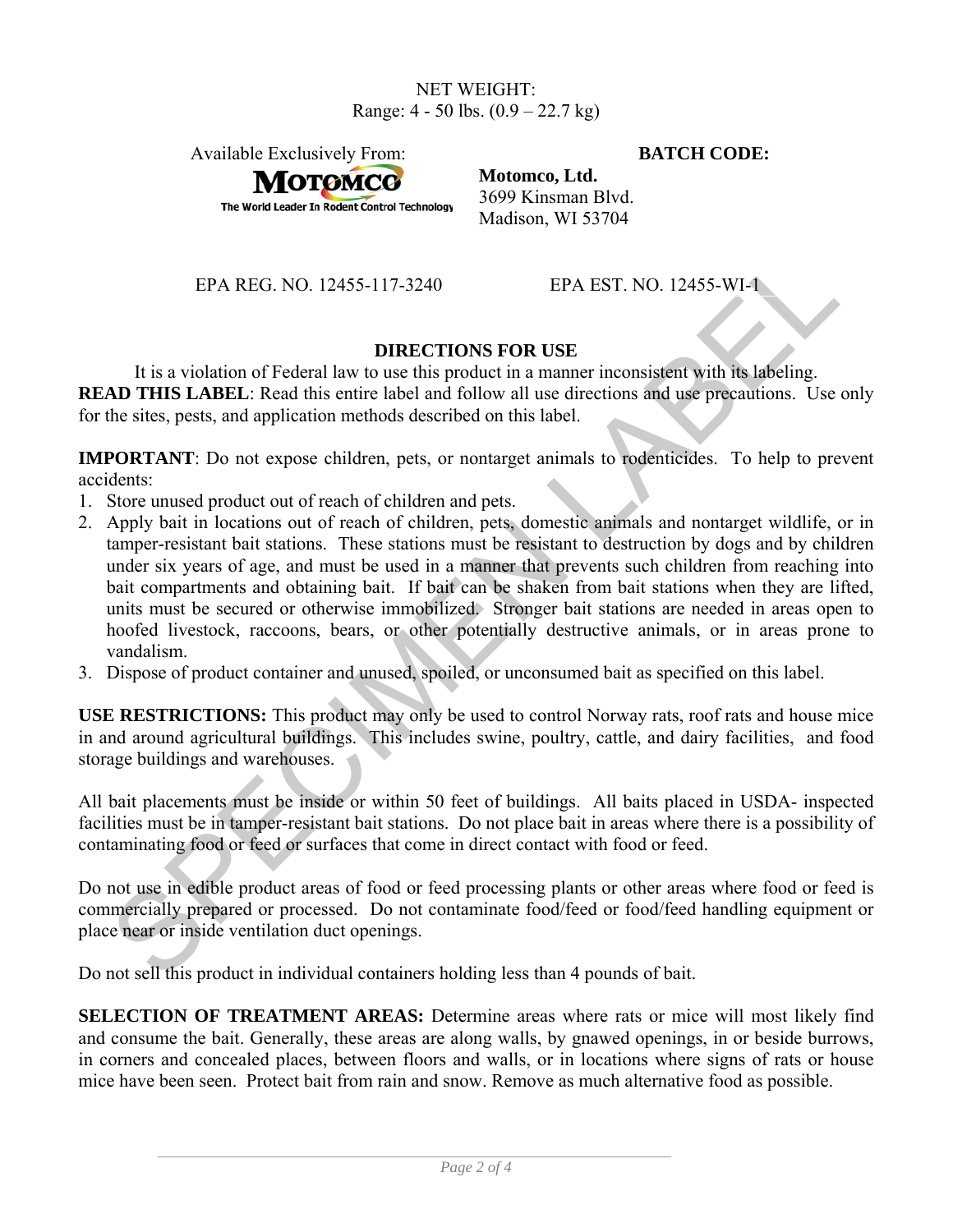NET WEIGHT:
Range: 4 - 50 lbs. (0.9 – 22.7 kg)

Available Exclusively From:

MOTOMCO
The World Leader In Rodent Control Technology

**Motomco, Ltd.**
3699 Kinsman Blvd.
Madison, WI 53704

**BATCH CODE:**

EPA REG. NO. 12455-117-3240    EPA EST. NO. 12455-WI-1

## DIRECTIONS FOR USE

It is a violation of Federal law to use this product in a manner inconsistent with its labeling.
**READ THIS LABEL**: Read this entire label and follow all use directions and use precautions. Use only for the sites, pests, and application methods described on this label.

**IMPORTANT**: Do not expose children, pets, or nontarget animals to rodenticides. To help to prevent accidents:

1. Store unused product out of reach of children and pets.
2. Apply bait in locations out of reach of children, pets, domestic animals and nontarget wildlife, or in tamper-resistant bait stations. These stations must be resistant to destruction by dogs and by children under six years of age, and must be used in a manner that prevents such children from reaching into bait compartments and obtaining bait. If bait can be shaken from bait stations when they are lifted, units must be secured or otherwise immobilized. Stronger bait stations are needed in areas open to hoofed livestock, raccoons, bears, or other potentially destructive animals, or in areas prone to vandalism.
3. Dispose of product container and unused, spoiled, or unconsumed bait as specified on this label.

**USE RESTRICTIONS:** This product may only be used to control Norway rats, roof rats and house mice in and around agricultural buildings. This includes swine, poultry, cattle, and dairy facilities, and food storage buildings and warehouses.

All bait placements must be inside or within 50 feet of buildings. All baits placed in USDA- inspected facilities must be in tamper-resistant bait stations. Do not place bait in areas where there is a possibility of contaminating food or feed or surfaces that come in direct contact with food or feed.

Do not use in edible product areas of food or feed processing plants or other areas where food or feed is commercially prepared or processed. Do not contaminate food/feed or food/feed handling equipment or place near or inside ventilation duct openings.

Do not sell this product in individual containers holding less than 4 pounds of bait.

**SELECTION OF TREATMENT AREAS:** Determine areas where rats or mice will most likely find and consume the bait. Generally, these areas are along walls, by gnawed openings, in or beside burrows, in corners and concealed places, between floors and walls, or in locations where signs of rats or house mice have been seen. Protect bait from rain and snow. Remove as much alternative food as possible.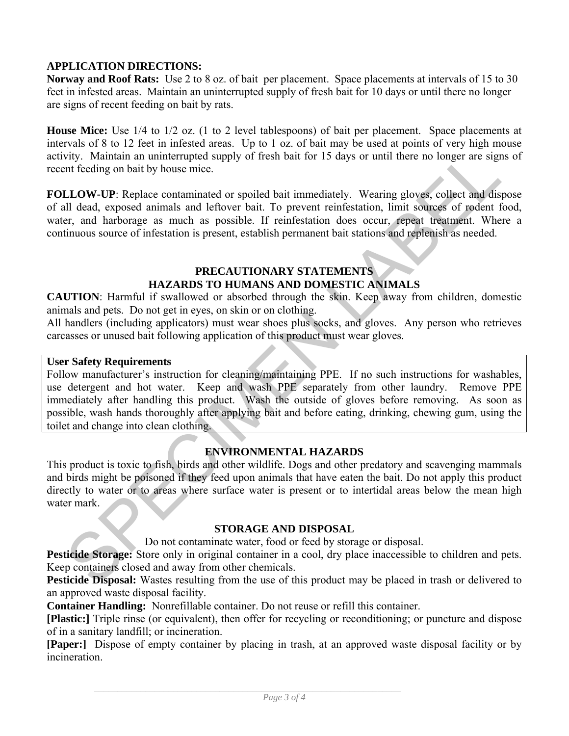**APPLICATION DIRECTIONS:**

**Norway and Roof Rats:** Use 2 to 8 oz. of bait per placement. Space placements at intervals of 15 to 30 feet in infested areas. Maintain an uninterrupted supply of fresh bait for 10 days or until there no longer are signs of recent feeding on bait by rats.

**House Mice:** Use 1/4 to 1/2 oz. (1 to 2 level tablespoons) of bait per placement. Space placements at intervals of 8 to 12 feet in infested areas. Up to 1 oz. of bait may be used at points of very high mouse activity. Maintain an uninterrupted supply of fresh bait for 15 days or until there no longer are signs of recent feeding on bait by house mice.

**FOLLOW-UP**: Replace contaminated or spoiled bait immediately. Wearing gloves, collect and dispose of all dead, exposed animals and leftover bait. To prevent reinfestation, limit sources of rodent food, water, and harborage as much as possible. If reinfestation does occur, repeat treatment. Where a continuous source of infestation is present, establish permanent bait stations and replenish as needed.

## PRECAUTIONARY STATEMENTS
## HAZARDS TO HUMANS AND DOMESTIC ANIMALS

**CAUTION**: Harmful if swallowed or absorbed through the skin. Keep away from children, domestic animals and pets. Do not get in eyes, on skin or on clothing.

All handlers (including applicators) must wear shoes plus socks, and gloves. Any person who retrieves carcasses or unused bait following application of this product must wear gloves.

**User Safety Requirements**

Follow manufacturer's instruction for cleaning/maintaining PPE. If no such instructions for washables, use detergent and hot water. Keep and wash PPE separately from other laundry. Remove PPE immediately after handling this product. Wash the outside of gloves before removing. As soon as possible, wash hands thoroughly after applying bait and before eating, drinking, chewing gum, using the toilet and change into clean clothing.

## ENVIRONMENTAL HAZARDS

This product is toxic to fish, birds and other wildlife. Dogs and other predatory and scavenging mammals and birds might be poisoned if they feed upon animals that have eaten the bait. Do not apply this product directly to water or to areas where surface water is present or to intertidal areas below the mean high water mark.

## STORAGE AND DISPOSAL

Do not contaminate water, food or feed by storage or disposal.

**Pesticide Storage:** Store only in original container in a cool, dry place inaccessible to children and pets. Keep containers closed and away from other chemicals.

**Pesticide Disposal:** Wastes resulting from the use of this product may be placed in trash or delivered to an approved waste disposal facility.

**Container Handling:** Nonrefillable container. Do not reuse or refill this container.

**[Plastic:]** Triple rinse (or equivalent), then offer for recycling or reconditioning; or puncture and dispose of in a sanitary landfill; or incineration.

**[Paper:]** Dispose of empty container by placing in trash, at an approved waste disposal facility or by incineration.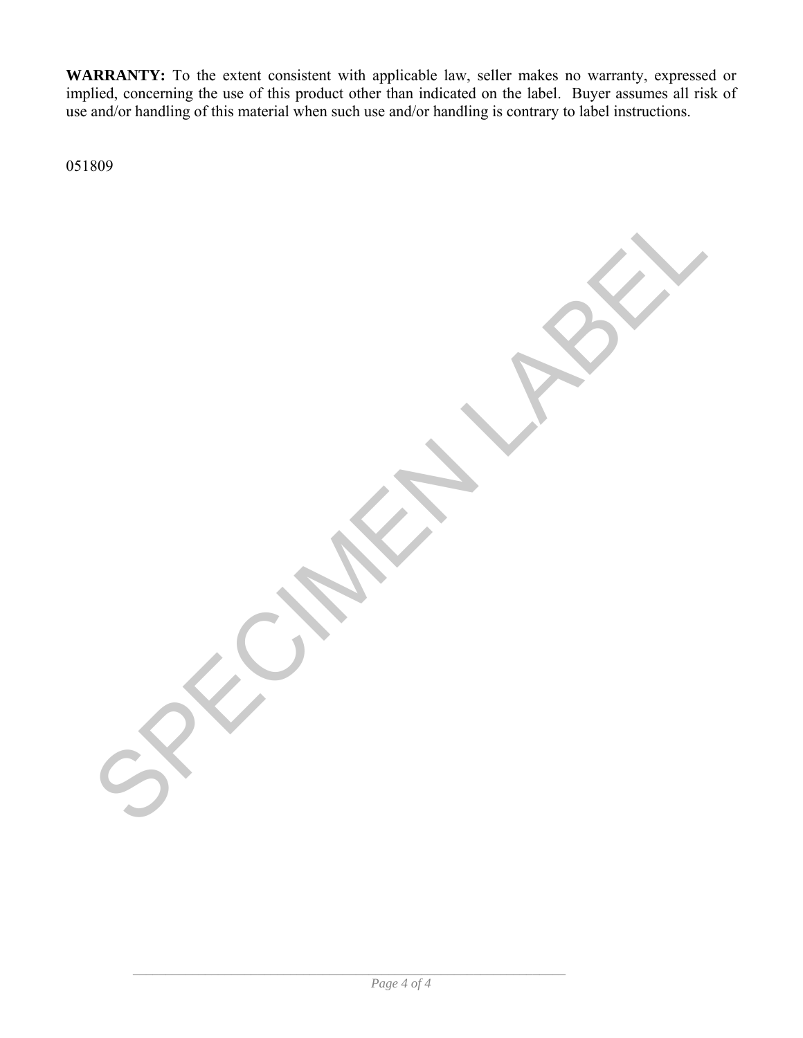**WARRANTY:** To the extent consistent with applicable law, seller makes no warranty, expressed or implied, concerning the use of this product other than indicated on the label. Buyer assumes all risk of use and/or handling of this material when such use and/or handling is contrary to label instructions.

051809